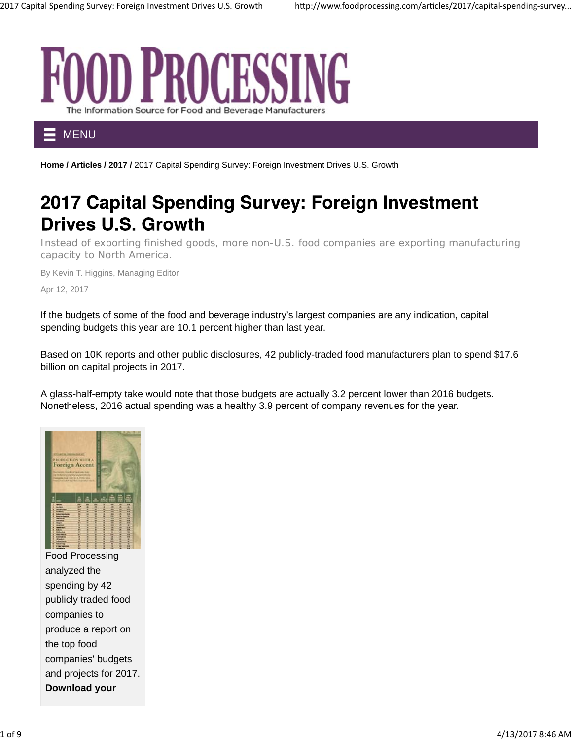# FOOD PROCESSING

The Information Source for Food and Beverage Manufacturers

MENU

**Home / Articles / 2017 /** 2017 Capital Spending Survey: Foreign Investment Drives U.S. Growth

# 2017 Capital Spending Survey: Foreign Investment Drives U.S. Growth

Instead of exporting finished goods, more non-U.S. food companies are exporting manufacturing capacity to North America.

By Kevin T. Higgins, Managing Editor

Apr 12, 2017

If the budgets of some of the food and beverage industry's largest companies are any indication, capital spending budgets this year are 10.1 percent higher than last year.

Based on 10K reports and other public disclosures, 42 publicly-traded food manufacturers plan to spend $17.6 billion on capital projects in 2017.

A glass-half-empty take would note that those budgets are actually 3.2 percent lower than 2016 budgets. Nonetheless, 2016 actual spending was a healthy 3.9 percent of company revenues for the year.

Food Processing analyzed the spending by 42 publicly traded food companies to produce a report on the top food companies' budgets and projects for 2017. **Download your**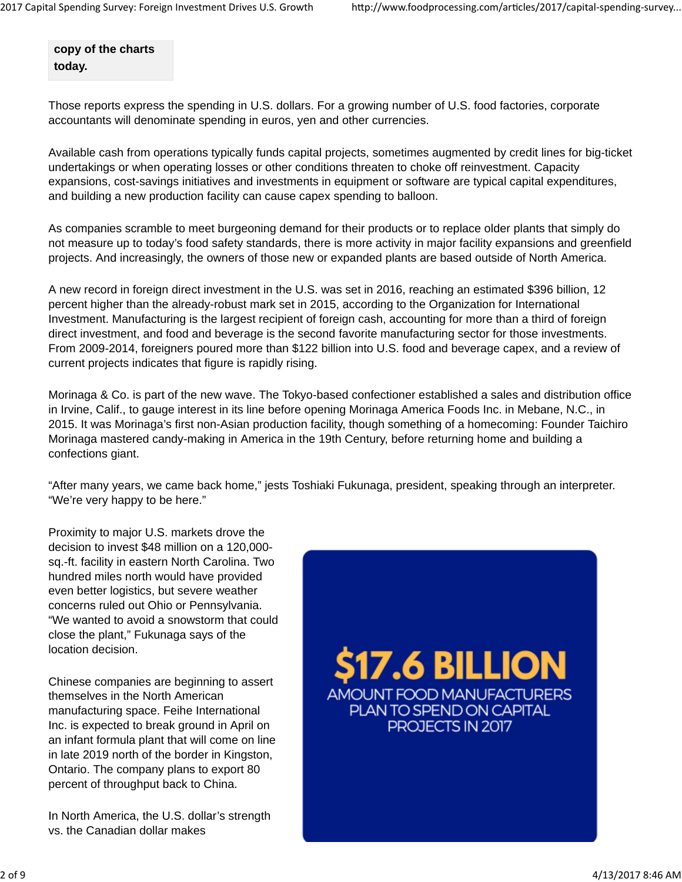**copy of the charts today.**

Those reports express the spending in U.S. dollars. For a growing number of U.S. food factories, corporate accountants will denominate spending in euros, yen and other currencies.

Available cash from operations typically funds capital projects, sometimes augmented by credit lines for big-ticket undertakings or when operating losses or other conditions threaten to choke off reinvestment. Capacity expansions, cost-savings initiatives and investments in equipment or software are typical capital expenditures, and building a new production facility can cause capex spending to balloon.

As companies scramble to meet burgeoning demand for their products or to replace older plants that simply do not measure up to today's food safety standards, there is more activity in major facility expansions and greenfield projects. And increasingly, the owners of those new or expanded plants are based outside of North America.

A new record in foreign direct investment in the U.S. was set in 2016, reaching an estimated $396 billion, 12 percent higher than the already-robust mark set in 2015, according to the Organization for International Investment. Manufacturing is the largest recipient of foreign cash, accounting for more than a third of foreign direct investment, and food and beverage is the second favorite manufacturing sector for those investments. From 2009-2014, foreigners poured more than $122 billion into U.S. food and beverage capex, and a review of current projects indicates that figure is rapidly rising.

Morinaga & Co. is part of the new wave. The Tokyo-based confectioner established a sales and distribution office in Irvine, Calif., to gauge interest in its line before opening Morinaga America Foods Inc. in Mebane, N.C., in 2015. It was Morinaga's first non-Asian production facility, though something of a homecoming: Founder Taichiro Morinaga mastered candy-making in America in the 19th Century, before returning home and building a confections giant.

"After many years, we came back home," jests Toshiaki Fukunaga, president, speaking through an interpreter. "We're very happy to be here."

Proximity to major U.S. markets drove the decision to invest $48 million on a 120,000-sq.-ft. facility in eastern North Carolina. Two hundred miles north would have provided even better logistics, but severe weather concerns ruled out Ohio or Pennsylvania. "We wanted to avoid a snowstorm that could close the plant," Fukunaga says of the location decision.

**$17.6 BILLION**
AMOUNT FOOD MANUFACTURERS PLAN TO SPEND ON CAPITAL PROJECTS IN 2017

Chinese companies are beginning to assert themselves in the North American manufacturing space. Feihe International Inc. is expected to break ground in April on an infant formula plant that will come on line in late 2019 north of the border in Kingston, Ontario. The company plans to export 80 percent of throughput back to China.

In North America, the U.S. dollar's strength vs. the Canadian dollar makes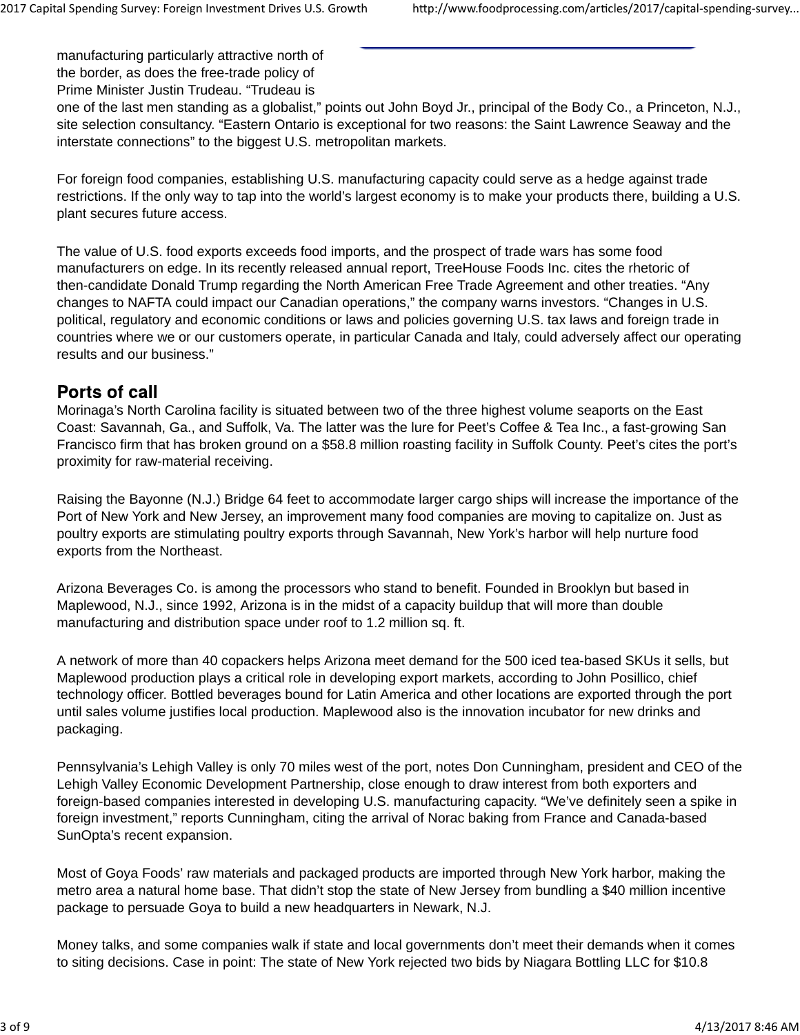manufacturing particularly attractive north of the border, as does the free-trade policy of Prime Minister Justin Trudeau. "Trudeau is one of the last men standing as a globalist," points out John Boyd Jr., principal of the Body Co., a Princeton, N.J., site selection consultancy. "Eastern Ontario is exceptional for two reasons: the Saint Lawrence Seaway and the interstate connections" to the biggest U.S. metropolitan markets.

For foreign food companies, establishing U.S. manufacturing capacity could serve as a hedge against trade restrictions. If the only way to tap into the world's largest economy is to make your products there, building a U.S. plant secures future access.

The value of U.S. food exports exceeds food imports, and the prospect of trade wars has some food manufacturers on edge. In its recently released annual report, TreeHouse Foods Inc. cites the rhetoric of then-candidate Donald Trump regarding the North American Free Trade Agreement and other treaties. "Any changes to NAFTA could impact our Canadian operations," the company warns investors. "Changes in U.S. political, regulatory and economic conditions or laws and policies governing U.S. tax laws and foreign trade in countries where we or our customers operate, in particular Canada and Italy, could adversely affect our operating results and our business."

## Ports of call

Morinaga's North Carolina facility is situated between two of the three highest volume seaports on the East Coast: Savannah, Ga., and Suffolk, Va. The latter was the lure for Peet's Coffee & Tea Inc., a fast-growing San Francisco firm that has broken ground on a $58.8 million roasting facility in Suffolk County. Peet's cites the port's proximity for raw-material receiving.

Raising the Bayonne (N.J.) Bridge 64 feet to accommodate larger cargo ships will increase the importance of the Port of New York and New Jersey, an improvement many food companies are moving to capitalize on. Just as poultry exports are stimulating poultry exports through Savannah, New York's harbor will help nurture food exports from the Northeast.

Arizona Beverages Co. is among the processors who stand to benefit. Founded in Brooklyn but based in Maplewood, N.J., since 1992, Arizona is in the midst of a capacity buildup that will more than double manufacturing and distribution space under roof to 1.2 million sq. ft.

A network of more than 40 copackers helps Arizona meet demand for the 500 iced tea-based SKUs it sells, but Maplewood production plays a critical role in developing export markets, according to John Posillico, chief technology officer. Bottled beverages bound for Latin America and other locations are exported through the port until sales volume justifies local production. Maplewood also is the innovation incubator for new drinks and packaging.

Pennsylvania's Lehigh Valley is only 70 miles west of the port, notes Don Cunningham, president and CEO of the Lehigh Valley Economic Development Partnership, close enough to draw interest from both exporters and foreign-based companies interested in developing U.S. manufacturing capacity. "We've definitely seen a spike in foreign investment," reports Cunningham, citing the arrival of Norac baking from France and Canada-based SunOpta's recent expansion.

Most of Goya Foods' raw materials and packaged products are imported through New York harbor, making the metro area a natural home base. That didn't stop the state of New Jersey from bundling a $40 million incentive package to persuade Goya to build a new headquarters in Newark, N.J.

Money talks, and some companies walk if state and local governments don't meet their demands when it comes to siting decisions. Case in point: The state of New York rejected two bids by Niagara Bottling LLC for $10.8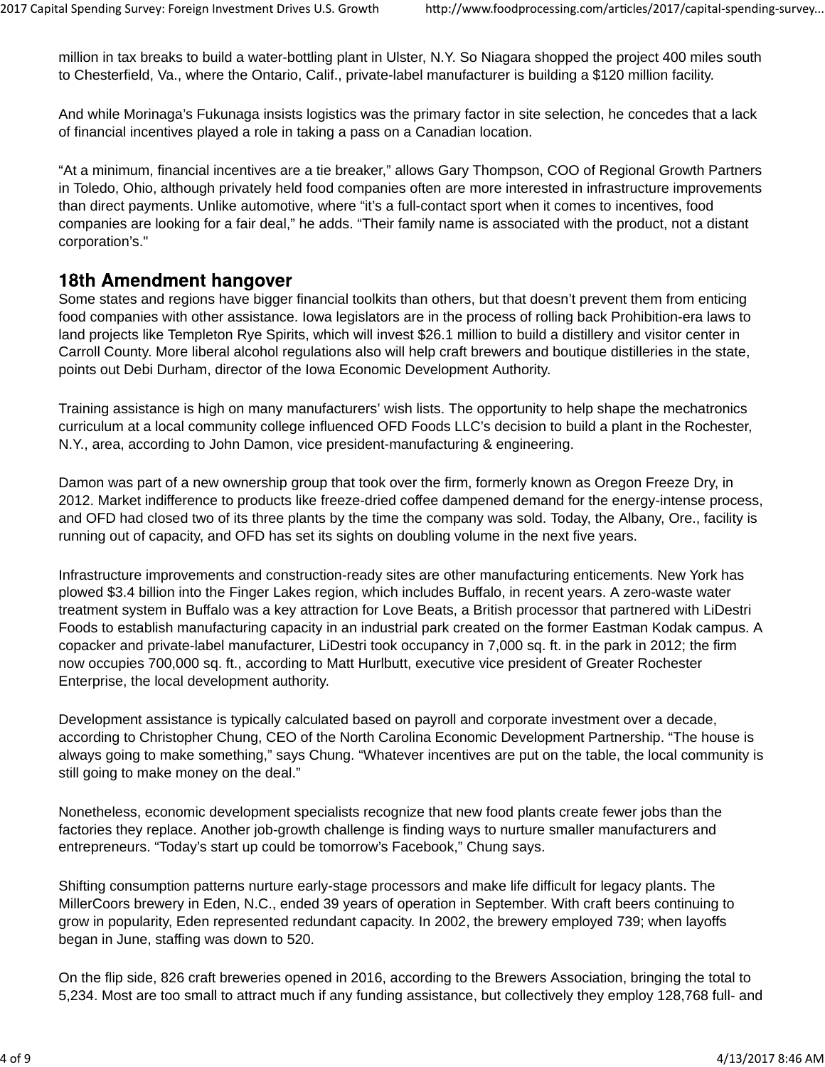million in tax breaks to build a water-bottling plant in Ulster, N.Y. So Niagara shopped the project 400 miles south to Chesterfield, Va., where the Ontario, Calif., private-label manufacturer is building a $120 million facility.

And while Morinaga's Fukunaga insists logistics was the primary factor in site selection, he concedes that a lack of financial incentives played a role in taking a pass on a Canadian location.

"At a minimum, financial incentives are a tie breaker," allows Gary Thompson, COO of Regional Growth Partners in Toledo, Ohio, although privately held food companies often are more interested in infrastructure improvements than direct payments. Unlike automotive, where "it's a full-contact sport when it comes to incentives, food companies are looking for a fair deal," he adds. "Their family name is associated with the product, not a distant corporation's."

## 18th Amendment hangover

Some states and regions have bigger financial toolkits than others, but that doesn't prevent them from enticing food companies with other assistance. Iowa legislators are in the process of rolling back Prohibition-era laws to land projects like Templeton Rye Spirits, which will invest $26.1 million to build a distillery and visitor center in Carroll County. More liberal alcohol regulations also will help craft brewers and boutique distilleries in the state, points out Debi Durham, director of the Iowa Economic Development Authority.

Training assistance is high on many manufacturers' wish lists. The opportunity to help shape the mechatronics curriculum at a local community college influenced OFD Foods LLC's decision to build a plant in the Rochester, N.Y., area, according to John Damon, vice president-manufacturing & engineering.

Damon was part of a new ownership group that took over the firm, formerly known as Oregon Freeze Dry, in 2012. Market indifference to products like freeze-dried coffee dampened demand for the energy-intense process, and OFD had closed two of its three plants by the time the company was sold. Today, the Albany, Ore., facility is running out of capacity, and OFD has set its sights on doubling volume in the next five years.

Infrastructure improvements and construction-ready sites are other manufacturing enticements. New York has plowed $3.4 billion into the Finger Lakes region, which includes Buffalo, in recent years. A zero-waste water treatment system in Buffalo was a key attraction for Love Beats, a British processor that partnered with LiDestri Foods to establish manufacturing capacity in an industrial park created on the former Eastman Kodak campus. A copacker and private-label manufacturer, LiDestri took occupancy in 7,000 sq. ft. in the park in 2012; the firm now occupies 700,000 sq. ft., according to Matt Hurlbutt, executive vice president of Greater Rochester Enterprise, the local development authority.

Development assistance is typically calculated based on payroll and corporate investment over a decade, according to Christopher Chung, CEO of the North Carolina Economic Development Partnership. "The house is always going to make something," says Chung. "Whatever incentives are put on the table, the local community is still going to make money on the deal."

Nonetheless, economic development specialists recognize that new food plants create fewer jobs than the factories they replace. Another job-growth challenge is finding ways to nurture smaller manufacturers and entrepreneurs. "Today's start up could be tomorrow's Facebook," Chung says.

Shifting consumption patterns nurture early-stage processors and make life difficult for legacy plants. The MillerCoors brewery in Eden, N.C., ended 39 years of operation in September. With craft beers continuing to grow in popularity, Eden represented redundant capacity. In 2002, the brewery employed 739; when layoffs began in June, staffing was down to 520.

On the flip side, 826 craft breweries opened in 2016, according to the Brewers Association, bringing the total to 5,234. Most are too small to attract much if any funding assistance, but collectively they employ 128,768 full- and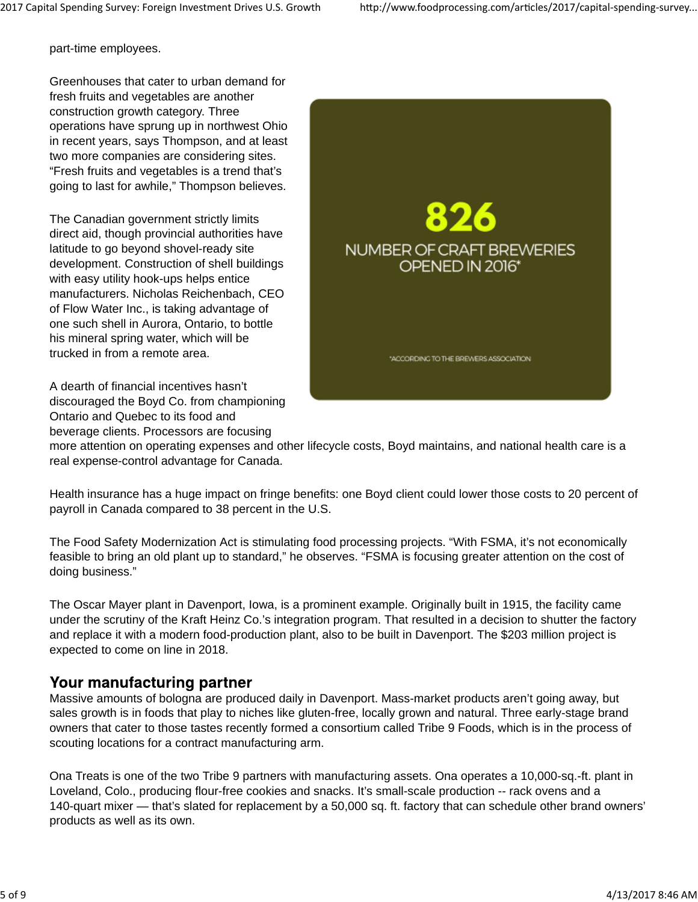part-time employees.

Greenhouses that cater to urban demand for fresh fruits and vegetables are another construction growth category. Three operations have sprung up in northwest Ohio in recent years, says Thompson, and at least two more companies are considering sites. “Fresh fruits and vegetables is a trend that’s going to last for awhile,” Thompson believes.

**826**

NUMBER OF CRAFT BREWERIES OPENED IN 2016*

*ACCORDING TO THE BREWERS ASSOCIATION

The Canadian government strictly limits direct aid, though provincial authorities have latitude to go beyond shovel-ready site development. Construction of shell buildings with easy utility hook-ups helps entice manufacturers. Nicholas Reichenbach, CEO of Flow Water Inc., is taking advantage of one such shell in Aurora, Ontario, to bottle his mineral spring water, which will be trucked in from a remote area.

A dearth of financial incentives hasn’t discouraged the Boyd Co. from championing Ontario and Quebec to its food and beverage clients. Processors are focusing more attention on operating expenses and other lifecycle costs, Boyd maintains, and national health care is a real expense-control advantage for Canada.

Health insurance has a huge impact on fringe benefits: one Boyd client could lower those costs to 20 percent of payroll in Canada compared to 38 percent in the U.S.

The Food Safety Modernization Act is stimulating food processing projects. “With FSMA, it’s not economically feasible to bring an old plant up to standard,” he observes. “FSMA is focusing greater attention on the cost of doing business.”

The Oscar Mayer plant in Davenport, Iowa, is a prominent example. Originally built in 1915, the facility came under the scrutiny of the Kraft Heinz Co.’s integration program. That resulted in a decision to shutter the factory and replace it with a modern food-production plant, also to be built in Davenport. The $203 million project is expected to come on line in 2018.

## Your manufacturing partner

Massive amounts of bologna are produced daily in Davenport. Mass-market products aren’t going away, but sales growth is in foods that play to niches like gluten-free, locally grown and natural. Three early-stage brand owners that cater to those tastes recently formed a consortium called Tribe 9 Foods, which is in the process of scouting locations for a contract manufacturing arm.

Ona Treats is one of the two Tribe 9 partners with manufacturing assets. Ona operates a 10,000-sq.-ft. plant in Loveland, Colo., producing flour-free cookies and snacks. It’s small-scale production -- rack ovens and a 140-quart mixer — that’s slated for replacement by a 50,000 sq. ft. factory that can schedule other brand owners’ products as well as its own.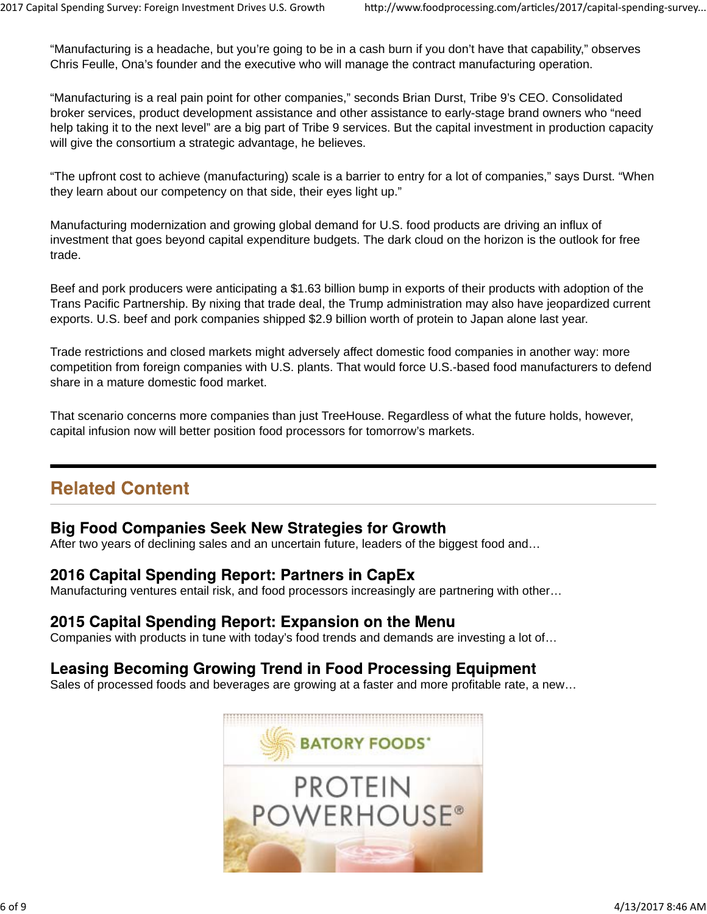"Manufacturing is a headache, but you're going to be in a cash burn if you don't have that capability," observes Chris Feulle, Ona's founder and the executive who will manage the contract manufacturing operation.

"Manufacturing is a real pain point for other companies," seconds Brian Durst, Tribe 9's CEO. Consolidated broker services, product development assistance and other assistance to early-stage brand owners who "need help taking it to the next level" are a big part of Tribe 9 services. But the capital investment in production capacity will give the consortium a strategic advantage, he believes.

"The upfront cost to achieve (manufacturing) scale is a barrier to entry for a lot of companies," says Durst. "When they learn about our competency on that side, their eyes light up."

Manufacturing modernization and growing global demand for U.S. food products are driving an influx of investment that goes beyond capital expenditure budgets. The dark cloud on the horizon is the outlook for free trade.

Beef and pork producers were anticipating a $1.63 billion bump in exports of their products with adoption of the Trans Pacific Partnership. By nixing that trade deal, the Trump administration may also have jeopardized current exports. U.S. beef and pork companies shipped $2.9 billion worth of protein to Japan alone last year.

Trade restrictions and closed markets might adversely affect domestic food companies in another way: more competition from foreign companies with U.S. plants. That would force U.S.-based food manufacturers to defend share in a mature domestic food market.

That scenario concerns more companies than just TreeHouse. Regardless of what the future holds, however, capital infusion now will better position food processors for tomorrow's markets.

## Related Content

### Big Food Companies Seek New Strategies for Growth

After two years of declining sales and an uncertain future, leaders of the biggest food and…

### 2016 Capital Spending Report: Partners in CapEx

Manufacturing ventures entail risk, and food processors increasingly are partnering with other…

### 2015 Capital Spending Report: Expansion on the Menu

Companies with products in tune with today's food trends and demands are investing a lot of…

### Leasing Becoming Growing Trend in Food Processing Equipment

Sales of processed foods and beverages are growing at a faster and more profitable rate, a new…

BATORY FOODS®

PROTEIN POWERHOUSE®